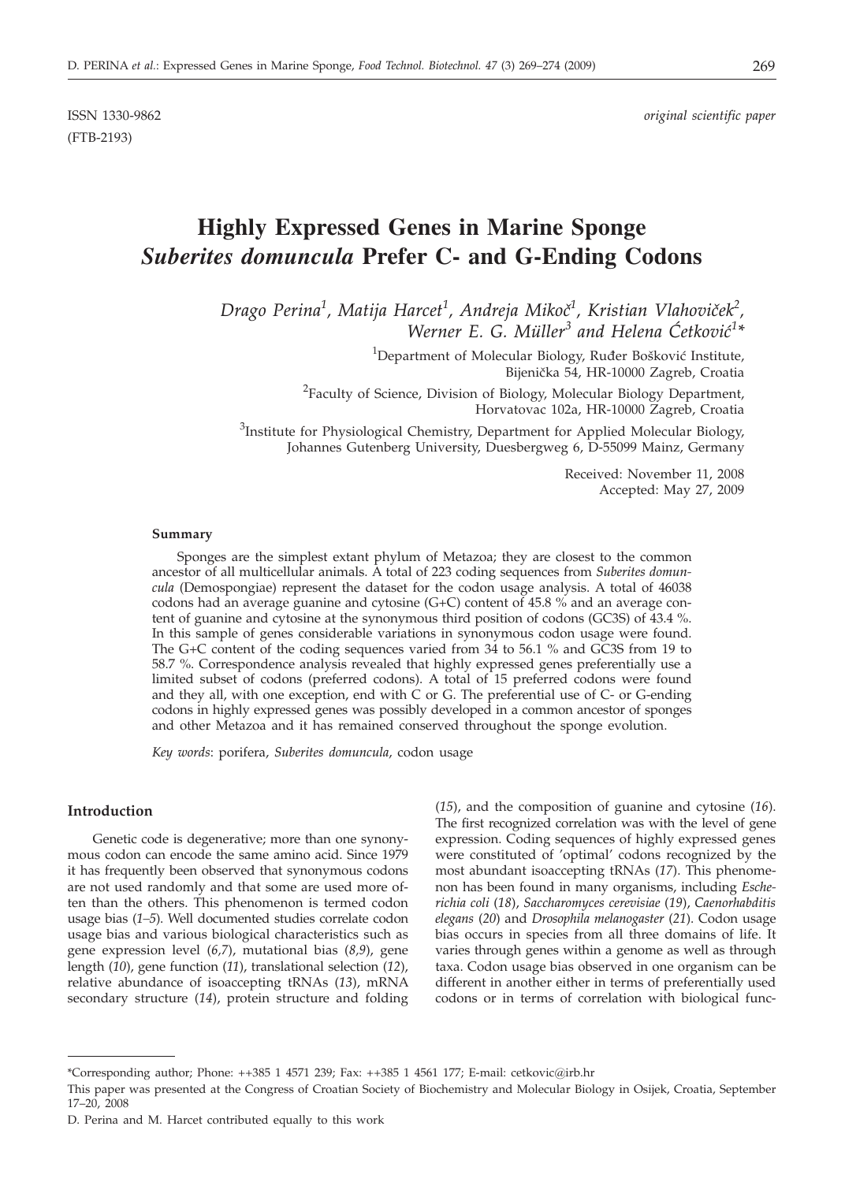ISSN 1330-9862 *original scientific paper*

(FTB-2193)

# Highly Expressed Genes in Marine Sponge *Suberites domuncula* Prefer C- and G-Ending Codons

*Drago Perina[1], Matija Harcet[1], Andreja Mikoč[1], Kristian Vlahoviček[2], Werner E. G. Müller[3] and Helena Ćetković[1]**

[1]Department of Molecular Biology, Ruđer Bošković Institute, Bijenička 54, HR-10000 Zagreb, Croatia

[2]Faculty of Science, Division of Biology, Molecular Biology Department, Horvatovac 102a, HR-10000 Zagreb, Croatia

[3]Institute for Physiological Chemistry, Department for Applied Molecular Biology, Johannes Gutenberg University, Duesbergweg 6, D-55099 Mainz, Germany

Received: November 11, 2008
Accepted: May 27, 2009

### Summary

Sponges are the simplest extant phylum of Metazoa; they are closest to the common ancestor of all multicellular animals. A total of 223 coding sequences from *Suberites domuncula* (Demospongiae) represent the dataset for the codon usage analysis. A total of 46038 codons had an average guanine and cytosine (G+C) content of 45.8 % and an average content of guanine and cytosine at the synonymous third position of codons (GC3S) of 43.4 %. In this sample of genes considerable variations in synonymous codon usage were found. The G+C content of the coding sequences varied from 34 to 56.1 % and GC3S from 19 to 58.7 %. Correspondence analysis revealed that highly expressed genes preferentially use a limited subset of codons (preferred codons). A total of 15 preferred codons were found and they all, with one exception, end with C or G. The preferential use of C- or G-ending codons in highly expressed genes was possibly developed in a common ancestor of sponges and other Metazoa and it has remained conserved throughout the sponge evolution.

*Key words*: porifera, *Suberites domuncula*, codon usage

## Introduction

Genetic code is degenerative; more than one synonymous codon can encode the same amino acid. Since 1979 it has frequently been observed that synonymous codons are not used randomly and that some are used more often than the others. This phenomenon is termed codon usage bias (*1–5*). Well documented studies correlate codon usage bias and various biological characteristics such as gene expression level (*6,7*), mutational bias (*8,9*), gene length (*10*), gene function (*11*), translational selection (*12*), relative abundance of isoaccepting tRNAs (*13*), mRNA secondary structure (*14*), protein structure and folding (*15*), and the composition of guanine and cytosine (*16*). The first recognized correlation was with the level of gene expression. Coding sequences of highly expressed genes were constituted of 'optimal' codons recognized by the most abundant isoaccepting tRNAs (*17*). This phenomenon has been found in many organisms, including *Escherichia coli* (*18*), *Saccharomyces cerevisiae* (*19*), *Caenorhabditis elegans* (*20*) and *Drosophila melanogaster* (*21*). Codon usage bias occurs in species from all three domains of life. It varies through genes within a genome as well as through taxa. Codon usage bias observed in one organism can be different in another either in terms of preferentially used codons or in terms of correlation with biological func-

*Corresponding author; Phone: ++385 1 4571 239; Fax: ++385 1 4561 177; E-mail: cetkovic@irb.hr

This paper was presented at the Congress of Croatian Society of Biochemistry and Molecular Biology in Osijek, Croatia, September 17–20, 2008

D. Perina and M. Harcet contributed equally to this work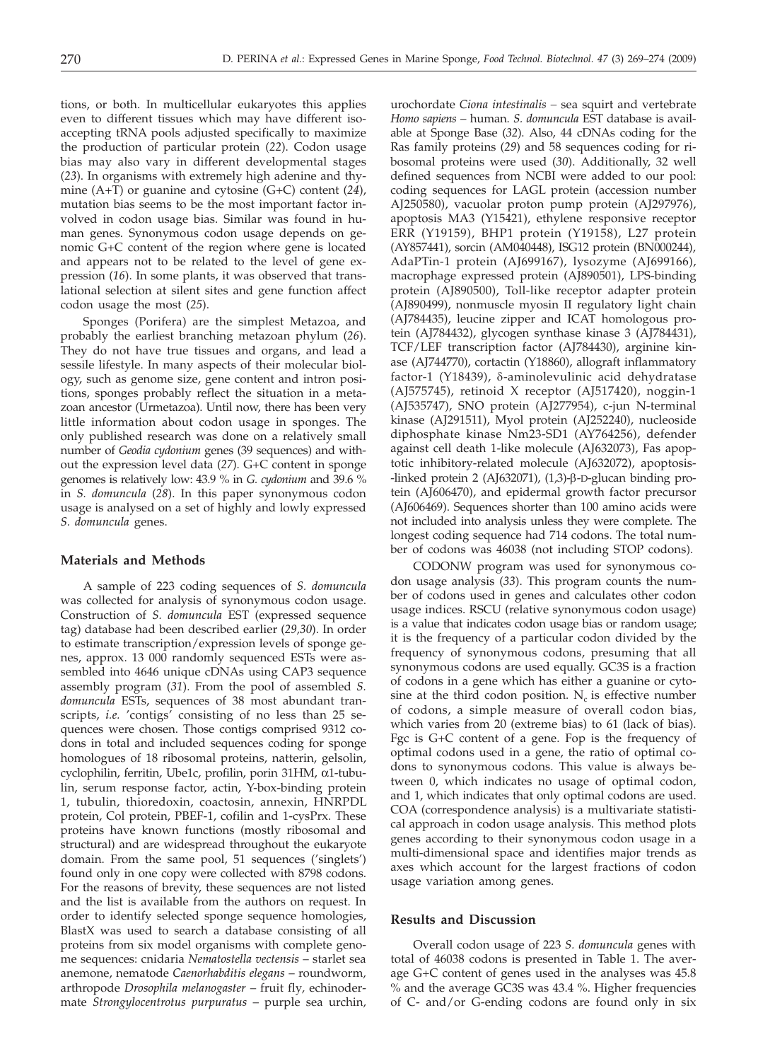tions, or both. In multicellular eukaryotes this applies even to different tissues which may have different isoaccepting tRNA pools adjusted specifically to maximize the production of particular protein (*22*). Codon usage bias may also vary in different developmental stages (*23*). In organisms with extremely high adenine and thymine (A+T) or guanine and cytosine (G+C) content (*24*), mutation bias seems to be the most important factor involved in codon usage bias. Similar was found in human genes. Synonymous codon usage depends on genomic G+C content of the region where gene is located and appears not to be related to the level of gene expression (*16*). In some plants, it was observed that translational selection at silent sites and gene function affect codon usage the most (*25*).

Sponges (Porifera) are the simplest Metazoa, and probably the earliest branching metazoan phylum (*26*). They do not have true tissues and organs, and lead a sessile lifestyle. In many aspects of their molecular biology, such as genome size, gene content and intron positions, sponges probably reflect the situation in a metazoan ancestor (Urmetazoa). Until now, there has been very little information about codon usage in sponges. The only published research was done on a relatively small number of *Geodia cydonium* genes (39 sequences) and without the expression level data (*27*). G+C content in sponge genomes is relatively low: 43.9 % in *G. cydonium* and 39.6 % in *S. domuncula* (*28*). In this paper synonymous codon usage is analysed on a set of highly and lowly expressed *S. domuncula* genes.

## Materials and Methods

A sample of 223 coding sequences of *S. domuncula* was collected for analysis of synonymous codon usage. Construction of *S. domuncula* EST (expressed sequence tag) database had been described earlier (*29,30*). In order to estimate transcription/expression levels of sponge genes, approx. 13 000 randomly sequenced ESTs were assembled into 4646 unique cDNAs using CAP3 sequence assembly program (*31*). From the pool of assembled *S. domuncula* ESTs, sequences of 38 most abundant transcripts, *i.e.* 'contigs' consisting of no less than 25 sequences were chosen. Those contigs comprised 9312 codons in total and included sequences coding for sponge homologues of 18 ribosomal proteins, natterin, gelsolin, cyclophilin, ferritin, Ube1c, profilin, porin 31HM, α1-tubulin, serum response factor, actin, Y-box-binding protein 1, tubulin, thioredoxin, coactosin, annexin, HNRPDL protein, Col protein, PBEF-1, cofilin and 1-cysPrx. These proteins have known functions (mostly ribosomal and structural) and are widespread throughout the eukaryote domain. From the same pool, 51 sequences ('singlets') found only in one copy were collected with 8798 codons. For the reasons of brevity, these sequences are not listed and the list is available from the authors on request. In order to identify selected sponge sequence homologies, BlastX was used to search a database consisting of all proteins from six model organisms with complete genome sequences: cnidaria *Nematostella vectensis* – starlet sea anemone, nematode *Caenorhabditis elegans* – roundworm, arthropode *Drosophila melanogaster* – fruit fly, echinodermate *Strongylocentrotus purpuratus* – purple sea urchin, urochordate *Ciona intestinalis* – sea squirt and vertebrate *Homo sapiens* – human. *S. domuncula* EST database is available at Sponge Base (*32*). Also, 44 cDNAs coding for the Ras family proteins (*29*) and 58 sequences coding for ribosomal proteins were used (*30*). Additionally, 32 well defined sequences from NCBI were added to our pool: coding sequences for LAGL protein (accession number AJ250580), vacuolar proton pump protein (AJ297976), apoptosis MA3 (Y15421), ethylene responsive receptor ERR (Y19159), BHP1 protein (Y19158), L27 protein (AY857441), sorcin (AM040448), ISG12 protein (BN000244), AdaPTin-1 protein (AJ699167), lysozyme (AJ699166), macrophage expressed protein (AJ890501), LPS-binding protein (AJ890500), Toll-like receptor adapter protein (AJ890499), nonmuscle myosin II regulatory light chain (AJ784435), leucine zipper and ICAT homologous protein (AJ784432), glycogen synthase kinase 3 (AJ784431), TCF/LEF transcription factor (AJ784430), arginine kinase (AJ744770), cortactin (Y18860), allograft inflammatory factor-1 (Y18439), δ-aminolevulinic acid dehydratase (AJ575745), retinoid X receptor (AJ517420), noggin-1 (AJ535747), SNO protein (AJ277954), c-jun N-terminal kinase (AJ291511), MyoI protein (AJ252240), nucleoside diphosphate kinase Nm23-SD1 (AY764256), defender against cell death 1-like molecule (AJ632073), Fas apoptotic inhibitory-related molecule (AJ632072), apoptosis-linked protein 2 (AJ632071), (1,3)-β-D-glucan binding protein (AJ606470), and epidermal growth factor precursor (AJ606469). Sequences shorter than 100 amino acids were not included into analysis unless they were complete. The longest coding sequence had 714 codons. The total number of codons was 46038 (not including STOP codons).

CODONW program was used for synonymous codon usage analysis (*33*). This program counts the number of codons used in genes and calculates other codon usage indices. RSCU (relative synonymous codon usage) is a value that indicates codon usage bias or random usage; it is the frequency of a particular codon divided by the frequency of synonymous codons, presuming that all synonymous codons are used equally. GC3S is a fraction of codons in a gene which has either a guanine or cytosine at the third codon position. $N_c$ is effective number of codons, a simple measure of overall codon bias, which varies from 20 (extreme bias) to 61 (lack of bias). Fgc is G+C content of a gene. Fop is the frequency of optimal codons used in a gene, the ratio of optimal codons to synonymous codons. This value is always between 0, which indicates no usage of optimal codon, and 1, which indicates that only optimal codons are used. COA (correspondence analysis) is a multivariate statistical approach in codon usage analysis. This method plots genes according to their synonymous codon usage in a multi-dimensional space and identifies major trends as axes which account for the largest fractions of codon usage variation among genes.

## Results and Discussion

Overall codon usage of 223 *S. domuncula* genes with total of 46038 codons is presented in Table 1. The average G+C content of genes used in the analyses was 45.8 % and the average GC3S was 43.4 %. Higher frequencies of C- and/or G-ending codons are found only in six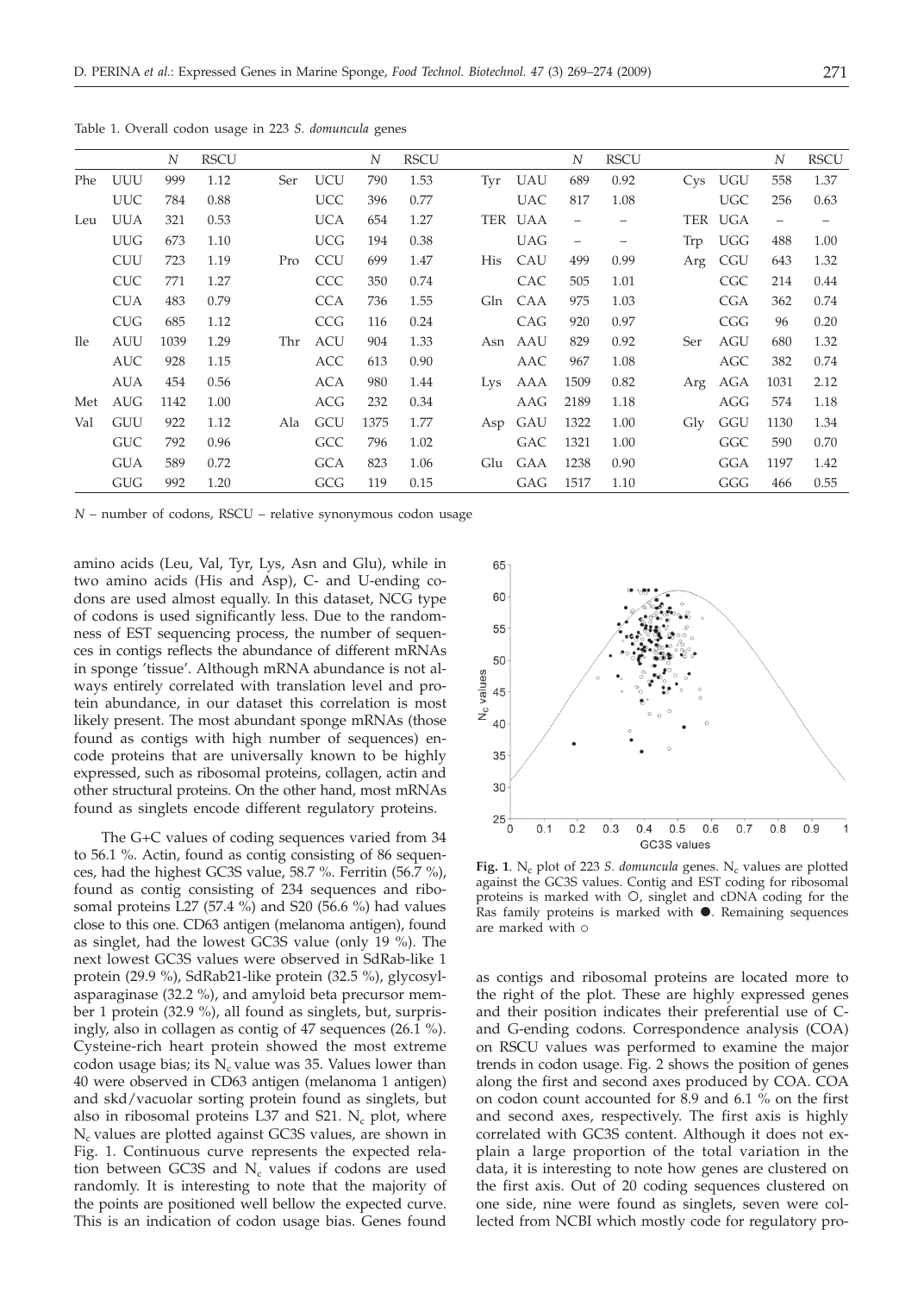Table 1. Overall codon usage in 223 *S. domuncula* genes

| | | $N$ | RSCU | | | $N$ | RSCU | | | $N$ | RSCU | | | $N$ | RSCU |
|---|---|---|---|---|---|---|---|---|---|---|---|---|---|---|---|
| Phe | UUU | 999 | 1.12 | Ser | UCU | 790 | 1.53 | Tyr | UAU | 689 | 0.92 | Cys | UGU | 558 | 1.37 |
| | UUC | 784 | 0.88 | | UCC | 396 | 0.77 | | UAC | 817 | 1.08 | | UGC | 256 | 0.63 |
| Leu | UUA | 321 | 0.53 | | UCA | 654 | 1.27 | TER | UAA | – | – | TER | UGA | – | – |
| | UUG | 673 | 1.10 | | UCG | 194 | 0.38 | | UAG | – | – | Trp | UGG | 488 | 1.00 |
| | CUU | 723 | 1.19 | Pro | CCU | 699 | 1.47 | His | CAU | 499 | 0.99 | Arg | CGU | 643 | 1.32 |
| | CUC | 771 | 1.27 | | CCC | 350 | 0.74 | | CAC | 505 | 1.01 | | CGC | 214 | 0.44 |
| | CUA | 483 | 0.79 | | CCA | 736 | 1.55 | Gln | CAA | 975 | 1.03 | | CGA | 362 | 0.74 |
| | CUG | 685 | 1.12 | | CCG | 116 | 0.24 | | CAG | 920 | 0.97 | | CGG | 96 | 0.20 |
| Ile | AUU | 1039 | 1.29 | Thr | ACU | 904 | 1.33 | Asn | AAU | 829 | 0.92 | Ser | AGU | 680 | 1.32 |
| | AUC | 928 | 1.15 | | ACC | 613 | 0.90 | | AAC | 967 | 1.08 | | AGC | 382 | 0.74 |
| | AUA | 454 | 0.56 | | ACA | 980 | 1.44 | Lys | AAA | 1509 | 0.82 | Arg | AGA | 1031 | 2.12 |
| Met | AUG | 1142 | 1.00 | | ACG | 232 | 0.34 | | AAG | 2189 | 1.18 | | AGG | 574 | 1.18 |
| Val | GUU | 922 | 1.12 | Ala | GCU | 1375 | 1.77 | Asp | GAU | 1322 | 1.00 | Gly | GGU | 1130 | 1.34 |
| | GUC | 792 | 0.96 | | GCC | 796 | 1.02 | | GAC | 1321 | 1.00 | | GGC | 590 | 0.70 |
| | GUA | 589 | 0.72 | | GCA | 823 | 1.06 | Glu | GAA | 1238 | 0.90 | | GGA | 1197 | 1.42 |
| | GUG | 992 | 1.20 | | GCG | 119 | 0.15 | | GAG | 1517 | 1.10 | | GGG | 466 | 0.55 |

$N$ – number of codons, RSCU – relative synonymous codon usage

amino acids (Leu, Val, Tyr, Lys, Asn and Glu), while in two amino acids (His and Asp), C- and U-ending codons are used almost equally. In this dataset, NCG type of codons is used significantly less. Due to the randomness of EST sequencing process, the number of sequences in contigs reflects the abundance of different mRNAs in sponge 'tissue'. Although mRNA abundance is not always entirely correlated with translation level and protein abundance, in our dataset this correlation is most likely present. The most abundant sponge mRNAs (those found as contigs with high number of sequences) encode proteins that are universally known to be highly expressed, such as ribosomal proteins, collagen, actin and other structural proteins. On the other hand, most mRNAs found as singlets encode different regulatory proteins.

The G+C values of coding sequences varied from 34 to 56.1 %. Actin, found as contig consisting of 86 sequences, had the highest GC3S value, 58.7 %. Ferritin (56.7 %), found as contig consisting of 234 sequences and ribosomal proteins L27 (57.4 %) and S20 (56.6 %) had values close to this one. CD63 antigen (melanoma antigen), found as singlet, had the lowest GC3S value (only 19 %). The next lowest GC3S values were observed in SdRab-like 1 protein (29.9 %), SdRab21-like protein (32.5 %), glycosylasparaginase (32.2 %), and amyloid beta precursor member 1 protein (32.9 %), all found as singlets, but, surprisingly, also in collagen as contig of 47 sequences (26.1 %). Cysteine-rich heart protein showed the most extreme codon usage bias; its $N_c$ value was 35. Values lower than 40 were observed in CD63 antigen (melanoma 1 antigen) and skd/vacuolar sorting protein found as singlets, but also in ribosomal proteins L37 and S21. $N_c$ plot, where $N_c$ values are plotted against GC3S values, are shown in Fig. 1. Continuous curve represents the expected relation between GC3S and $N_c$ values if codons are used randomly. It is interesting to note that the majority of the points are positioned well bellow the expected curve. This is an indication of codon usage bias. Genes found

65
60
55
50
45
40
35
30
25
$N_c$ values
0 0.1 0.2 0.3 0.4 0.5 0.6 0.7 0.8 0.9 1
GC3S values

**Fig. 1**. $N_c$ plot of 223 *S. domuncula* genes. $N_c$ values are plotted against the GC3S values. Contig and EST coding for ribosomal proteins is marked with ○, singlet and cDNA coding for the Ras family proteins is marked with ●. Remaining sequences are marked with ○

as contigs and ribosomal proteins are located more to the right of the plot. These are highly expressed genes and their position indicates their preferential use of C- and G-ending codons. Correspondence analysis (COA) on RSCU values was performed to examine the major trends in codon usage. Fig. 2 shows the position of genes along the first and second axes produced by COA. COA on codon count accounted for 8.9 and 6.1 % on the first and second axes, respectively. The first axis is highly correlated with GC3S content. Although it does not explain a large proportion of the total variation in the data, it is interesting to note how genes are clustered on the first axis. Out of 20 coding sequences clustered on one side, nine were found as singlets, seven were collected from NCBI which mostly code for regulatory pro-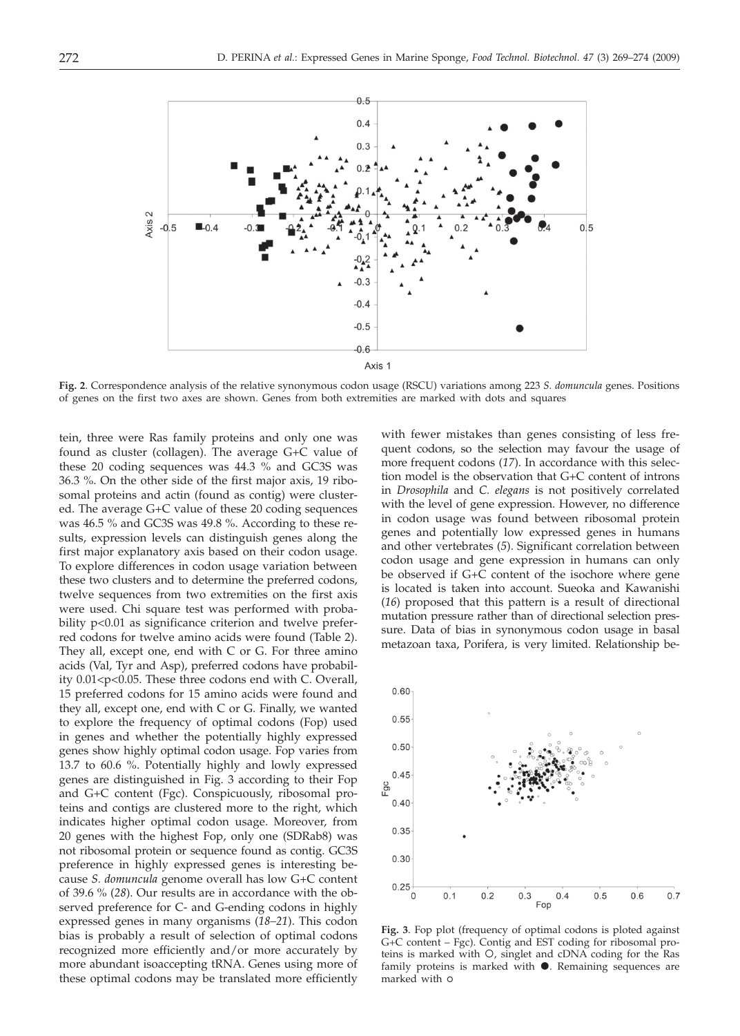Axis 2

0.5
0.4
0.3
0.2
0.1
0
-0.1
-0.2
-0.3
-0.4
-0.5
-0.6

-0.5 -0.4 -0.3 -0.2 -0.1 0.1 0.2 0.3 0.4 0.5

Axis 1

**Fig. 2**. Correspondence analysis of the relative synonymous codon usage (RSCU) variations among 223 *S. domuncula* genes. Positions of genes on the first two axes are shown. Genes from both extremities are marked with dots and squares

tein, three were Ras family proteins and only one was found as cluster (collagen). The average G+C value of these 20 coding sequences was 44.3 % and GC3S was 36.3 %. On the other side of the first major axis, 19 ribosomal proteins and actin (found as contig) were clustered. The average G+C value of these 20 coding sequences was 46.5 % and GC3S was 49.8 %. According to these results, expression levels can distinguish genes along the first major explanatory axis based on their codon usage. To explore differences in codon usage variation between these two clusters and to determine the preferred codons, twelve sequences from two extremities on the first axis were used. Chi square test was performed with probability $p<0.01$ as significance criterion and twelve preferred codons for twelve amino acids were found (Table 2). They all, except one, end with C or G. For three amino acids (Val, Tyr and Asp), preferred codons have probability $0.01<p<0.05$. These three codons end with C. Overall, 15 preferred codons for 15 amino acids were found and they all, except one, end with C or G. Finally, we wanted to explore the frequency of optimal codons (Fop) used in genes and whether the potentially highly expressed genes show highly optimal codon usage. Fop varies from 13.7 to 60.6 %. Potentially highly and lowly expressed genes are distinguished in Fig. 3 according to their Fop and G+C content (Fgc). Conspicuously, ribosomal proteins and contigs are clustered more to the right, which indicates higher optimal codon usage. Moreover, from 20 genes with the highest Fop, only one (SDRab8) was not ribosomal protein or sequence found as contig. GC3S preference in highly expressed genes is interesting because *S. domuncula* genome overall has low G+C content of 39.6 % (*28*). Our results are in accordance with the observed preference for C- and G-ending codons in highly expressed genes in many organisms (*18–21*). This codon bias is probably a result of selection of optimal codons recognized more efficiently and/or more accurately by more abundant isoaccepting tRNA. Genes using more of these optimal codons may be translated more efficiently with fewer mistakes than genes consisting of less frequent codons, so the selection may favour the usage of more frequent codons (*17*). In accordance with this selection model is the observation that G+C content of introns in *Drosophila* and *C. elegans* is not positively correlated with the level of gene expression. However, no difference in codon usage was found between ribosomal protein genes and potentially low expressed genes in humans and other vertebrates (*5*). Significant correlation between codon usage and gene expression in humans can only be observed if G+C content of the isochore where gene is located is taken into account. Sueoka and Kawanishi (*16*) proposed that this pattern is a result of directional mutation pressure rather than of directional selection pressure. Data of bias in synonymous codon usage in basal metazoan taxa, Porifera, is very limited. Relationship be-

Fgc

0.60
0.55
0.50
0.45
0.40
0.35
0.30
0.25

0 0.1 0.2 0.3 0.4 0.5 0.6 0.7

Fop

**Fig. 3**. Fop plot (frequency of optimal codons is ploted against G+C content – Fgc). Contig and EST coding for ribosomal proteins is marked with O, singlet and cDNA coding for the Ras family proteins is marked with ●. Remaining sequences are marked with ○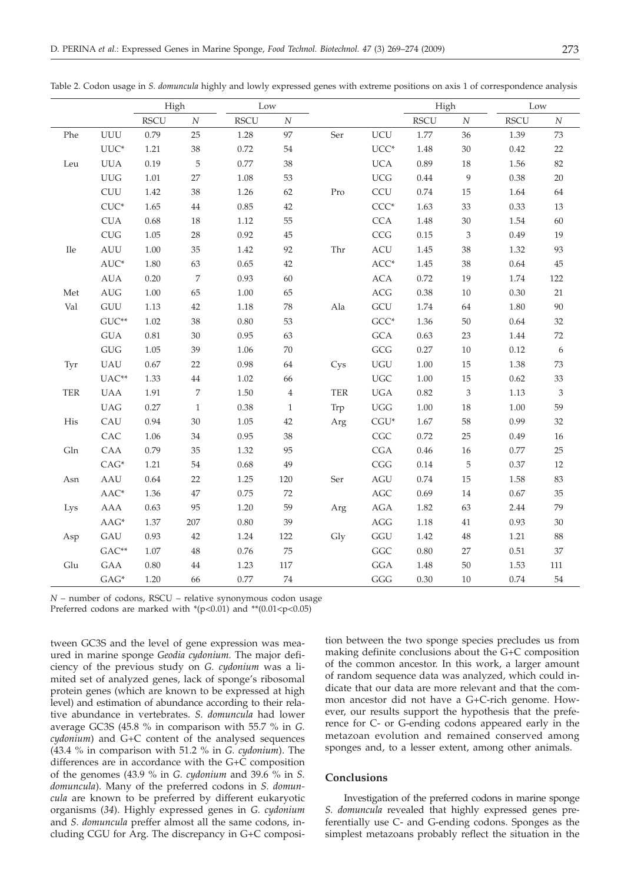Table 2. Codon usage in *S. domuncula* highly and lowly expressed genes with extreme positions on axis 1 of correspondence analysis

| | | High | | Low | | | | High | | Low | |
|---|---|---|---|---|---|---|---|---|---|---|---|
| | | RSCU | *N* | RSCU | *N* | | | RSCU | *N* | RSCU | *N* |
| Phe | UUU | 0.79 | 25 | 1.28 | 97 | Ser | UCU | 1.77 | 36 | 1.39 | 73 |
| | UUC* | 1.21 | 38 | 0.72 | 54 | | UCC* | 1.48 | 30 | 0.42 | 22 |
| Leu | UUA | 0.19 | 5 | 0.77 | 38 | | UCA | 0.89 | 18 | 1.56 | 82 |
| | UUG | 1.01 | 27 | 1.08 | 53 | | UCG | 0.44 | 9 | 0.38 | 20 |
| | CUU | 1.42 | 38 | 1.26 | 62 | Pro | CCU | 0.74 | 15 | 1.64 | 64 |
| | CUC* | 1.65 | 44 | 0.85 | 42 | | CCC* | 1.63 | 33 | 0.33 | 13 |
| | CUA | 0.68 | 18 | 1.12 | 55 | | CCA | 1.48 | 30 | 1.54 | 60 |
| | CUG | 1.05 | 28 | 0.92 | 45 | | CCG | 0.15 | 3 | 0.49 | 19 |
| Ile | AUU | 1.00 | 35 | 1.42 | 92 | Thr | ACU | 1.45 | 38 | 1.32 | 93 |
| | AUC* | 1.80 | 63 | 0.65 | 42 | | ACC* | 1.45 | 38 | 0.64 | 45 |
| | AUA | 0.20 | 7 | 0.93 | 60 | | ACA | 0.72 | 19 | 1.74 | 122 |
| Met | AUG | 1.00 | 65 | 1.00 | 65 | | ACG | 0.38 | 10 | 0.30 | 21 |
| Val | GUU | 1.13 | 42 | 1.18 | 78 | Ala | GCU | 1.74 | 64 | 1.80 | 90 |
| | GUC** | 1.02 | 38 | 0.80 | 53 | | GCC* | 1.36 | 50 | 0.64 | 32 |
| | GUA | 0.81 | 30 | 0.95 | 63 | | GCA | 0.63 | 23 | 1.44 | 72 |
| | GUG | 1.05 | 39 | 1.06 | 70 | | GCG | 0.27 | 10 | 0.12 | 6 |
| Tyr | UAU | 0.67 | 22 | 0.98 | 64 | Cys | UGU | 1.00 | 15 | 1.38 | 73 |
| | UAC** | 1.33 | 44 | 1.02 | 66 | | UGC | 1.00 | 15 | 0.62 | 33 |
| TER | UAA | 1.91 | 7 | 1.50 | 4 | TER | UGA | 0.82 | 3 | 1.13 | 3 |
| | UAG | 0.27 | 1 | 0.38 | 1 | Trp | UGG | 1.00 | 18 | 1.00 | 59 |
| His | CAU | 0.94 | 30 | 1.05 | 42 | Arg | CGU* | 1.67 | 58 | 0.99 | 32 |
| | CAC | 1.06 | 34 | 0.95 | 38 | | CGC | 0.72 | 25 | 0.49 | 16 |
| Gln | CAA | 0.79 | 35 | 1.32 | 95 | | CGA | 0.46 | 16 | 0.77 | 25 |
| | CAG* | 1.21 | 54 | 0.68 | 49 | | CGG | 0.14 | 5 | 0.37 | 12 |
| Asn | AAU | 0.64 | 22 | 1.25 | 120 | Ser | AGU | 0.74 | 15 | 1.58 | 83 |
| | AAC* | 1.36 | 47 | 0.75 | 72 | | AGC | 0.69 | 14 | 0.67 | 35 |
| Lys | AAA | 0.63 | 95 | 1.20 | 59 | Arg | AGA | 1.82 | 63 | 2.44 | 79 |
| | AAG* | 1.37 | 207 | 0.80 | 39 | | AGG | 1.18 | 41 | 0.93 | 30 |
| Asp | GAU | 0.93 | 42 | 1.24 | 122 | Gly | GGU | 1.42 | 48 | 1.21 | 88 |
| | GAC** | 1.07 | 48 | 0.76 | 75 | | GGC | 0.80 | 27 | 0.51 | 37 |
| Glu | GAA | 0.80 | 44 | 1.23 | 117 | | GGA | 1.48 | 50 | 1.53 | 111 |
| | GAG* | 1.20 | 66 | 0.77 | 74 | | GGG | 0.30 | 10 | 0.74 | 54 |

*N* – number of codons, RSCU – relative synonymous codon usage
Preferred codons are marked with *($p<0.01$) and **($0.01<p<0.05$)

tween GC3S and the level of gene expression was meaured in marine sponge *Geodia cydonium.* The major deficiency of the previous study on *G. cydonium* was a limited set of analyzed genes, lack of sponge's ribosomal protein genes (which are known to be expressed at high level) and estimation of abundance according to their relative abundance in vertebrates. *S. domuncula* had lower average GC3S (45.8 % in comparison with 55.7 % in *G. cydonium*) and G+C content of the analysed sequences (43.4 % in comparison with 51.2 % in *G. cydonium*). The differences are in accordance with the G+C composition of the genomes (43.9 % in *G. cydonium* and 39.6 % in *S. domuncula*). Many of the preferred codons in *S. domuncula* are known to be preferred by different eukaryotic organisms (*34*). Highly expressed genes in *G. cydonium* and *S. domuncula* preffer almost all the same codons, including CGU for Arg. The discrepancy in G+C composition between the two sponge species precludes us from making definite conclusions about the G+C composition of the common ancestor. In this work, a larger amount of random sequence data was analyzed, which could indicate that our data are more relevant and that the common ancestor did not have a G+C-rich genome. However, our results support the hypothesis that the preference for C- or G-ending codons appeared early in the metazoan evolution and remained conserved among sponges and, to a lesser extent, among other animals.

## Conclusions

Investigation of the preferred codons in marine sponge *S. domuncula* revealed that highly expressed genes preferentially use C- and G-ending codons. Sponges as the simplest metazoans probably reflect the situation in the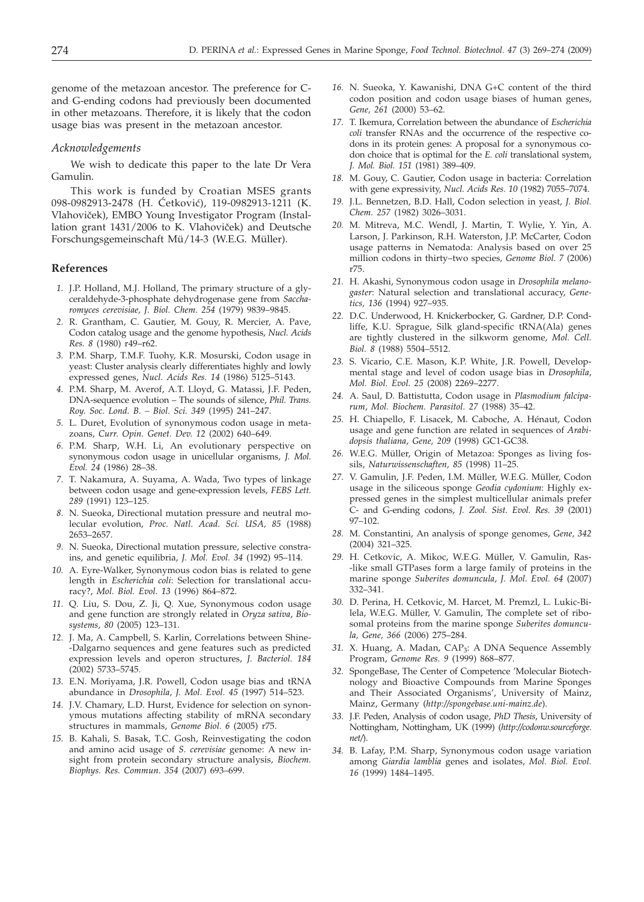genome of the metazoan ancestor. The preference for C- and G-ending codons had previously been documented in other metazoans. Therefore, it is likely that the codon usage bias was present in the metazoan ancestor.

### *Acknowledgements*

We wish to dedicate this paper to the late Dr Vera Gamulin.

This work is funded by Croatian MSES grants 098-0982913-2478 (H. Ćetković), 119-0982913-1211 (K. Vlahoviček), EMBO Young Investigator Program (Installation grant 1431/2006 to K. Vlahoviček) and Deutsche Forschungsgemeinschaft Mü/14-3 (W.E.G. Müller).

## References

1. J.P. Holland, M.J. Holland, The primary structure of a glyceraldehyde-3-phosphate dehydrogenase gene from *Saccharomyces cerevisiae*, *J. Biol. Chem. 254* (1979) 9839–9845.
2. R. Grantham, C. Gautier, M. Gouy, R. Mercier, A. Pave, Codon catalog usage and the genome hypothesis, *Nucl. Acids Res. 8* (1980) r49–r62.
3. P.M. Sharp, T.M.F. Tuohy, K.R. Mosurski, Codon usage in yeast: Cluster analysis clearly differentiates highly and lowly expressed genes, *Nucl. Acids Res. 14* (1986) 5125–5143.
4. P.M. Sharp, M. Averof, A.T. Lloyd, G. Matassi, J.F. Peden, DNA-sequence evolution – The sounds of silence, *Phil. Trans. Roy. Soc. Lond. B. – Biol. Sci. 349* (1995) 241–247.
5. L. Duret, Evolution of synonymous codon usage in metazoans, *Curr. Opin. Genet. Dev. 12* (2002) 640–649.
6. P.M. Sharp, W.H. Li, An evolutionary perspective on synonymous codon usage in unicellular organisms, *J. Mol. Evol. 24* (1986) 28–38.
7. T. Nakamura, A. Suyama, A. Wada, Two types of linkage between codon usage and gene-expression levels, *FEBS Lett. 289* (1991) 123–125.
8. N. Sueoka, Directional mutation pressure and neutral molecular evolution, *Proc. Natl. Acad. Sci. USA, 85* (1988) 2653–2657.
9. N. Sueoka, Directional mutation pressure, selective constrains, and genetic equilibria, *J. Mol. Evol. 34* (1992) 95–114.
10. A. Eyre-Walker, Synonymous codon bias is related to gene length in *Escherichia coli*: Selection for translational accuracy?, *Mol. Biol. Evol. 13* (1996) 864–872.
11. Q. Liu, S. Dou, Z. Ji, Q. Xue, Synonymous codon usage and gene function are strongly related in *Oryza sativa*, *Biosystems, 80* (2005) 123–131.
12. J. Ma, A. Campbell, S. Karlin, Correlations between Shine-Dalgarno sequences and gene features such as predicted expression levels and operon structures, *J. Bacteriol. 184* (2002) 5733–5745.
13. E.N. Moriyama, J.R. Powell, Codon usage bias and tRNA abundance in *Drosophila*, *J. Mol. Evol. 45* (1997) 514–523.
14. J.V. Chamary, L.D. Hurst, Evidence for selection on synonymous mutations affecting stability of mRNA secondary structures in mammals, *Genome Biol. 6* (2005) r75.
15. B. Kahali, S. Basak, T.C. Gosh, Reinvestigating the codon and amino acid usage of *S. cerevisiae* genome: A new insight from protein secondary structure analysis, *Biochem. Biophys. Res. Commun. 354* (2007) 693–699.
16. N. Sueoka, Y. Kawanishi, DNA G+C content of the third codon position and codon usage biases of human genes, *Gene, 261* (2000) 53–62.
17. T. Ikemura, Correlation between the abundance of *Escherichia coli* transfer RNAs and the occurrence of the respective codons in its protein genes: A proposal for a synonymous codon choice that is optimal for the *E. coli* translational system, *J. Mol. Biol. 151* (1981) 389–409.
18. M. Gouy, C. Gautier, Codon usage in bacteria: Correlation with gene expressivity, *Nucl. Acids Res. 10* (1982) 7055–7074.
19. J.L. Bennetzen, B.D. Hall, Codon selection in yeast, *J. Biol. Chem. 257* (1982) 3026–3031.
20. M. Mitreva, M.C. Wendl, J. Martin, T. Wylie, Y. Yin, A. Larson, J. Parkinson, R.H. Waterston, J.P. McCarter, Codon usage patterns in Nematoda: Analysis based on over 25 million codons in thirty–two species, *Genome Biol. 7* (2006) r75.
21. H. Akashi, Synonymous codon usage in *Drosophila melanogaster*: Natural selection and translational accuracy, *Genetics, 136* (1994) 927–935.
22. D.C. Underwood, H. Knickerbocker, G. Gardner, D.P. Condliffe, K.U. Sprague, Silk gland-specific tRNA(Ala) genes are tightly clustered in the silkworm genome, *Mol. Cell. Biol. 8* (1988) 5504–5512.
23. S. Vicario, C.E. Mason, K.P. White, J.R. Powell, Developmental stage and level of codon usage bias in *Drosophila*, *Mol. Biol. Evol. 25* (2008) 2269–2277.
24. A. Saul, D. Battistutta, Codon usage in *Plasmodium falciparum*, *Mol. Biochem. Parasitol. 27* (1988) 35–42.
25. H. Chiapello, F. Lisacek, M. Caboche, A. Hénaut, Codon usage and gene function are related in sequences of *Arabidopsis thaliana*, *Gene, 209* (1998) GC1-GC38.
26. W.E.G. Müller, Origin of Metazoa: Sponges as living fossils, *Naturwissenschaften, 85* (1998) 11–25.
27. V. Gamulin, J.F. Peden, I.M. Müller, W.E.G. Müller, Codon usage in the siliceous sponge *Geodia cydonium*: Highly expressed genes in the simplest multicellular animals prefer C- and G-ending codons, *J. Zool. Sist. Evol. Res. 39* (2001) 97–102.
28. M. Constantini, An analysis of sponge genomes, *Gene, 342* (2004) 321–325.
29. H. Cetkovic, A. Mikoc, W.E.G. Müller, V. Gamulin, Ras-like small GTPases form a large family of proteins in the marine sponge *Suberites domuncula*, *J. Mol. Evol. 64* (2007) 332–341.
30. D. Perina, H. Cetkovic, M. Harcet, M. Premzl, L. Lukic-Bilela, W.E.G. Müller, V. Gamulin, The complete set of ribosomal proteins from the marine sponge *Suberites domuncula*, *Gene, 366* (2006) 275–284.
31. X. Huang, A. Madan, $CAP_3$: A DNA Sequence Assembly Program, *Genome Res. 9* (1999) 868–877.
32. SpongeBase, The Center of Competence 'Molecular Biotechnology and Bioactive Compounds from Marine Sponges and Their Associated Organisms', University of Mainz, Mainz, Germany (*http://spongebase.uni-mainz.de*).
33. J.F. Peden, Analysis of codon usage, *PhD Thesis*, University of Nottingham, Nottingham, UK (1999) (*http://codonw.sourceforge.net/*).
34. B. Lafay, P.M. Sharp, Synonymous codon usage variation among *Giardia lamblia* genes and isolates, *Mol. Biol. Evol. 16* (1999) 1484–1495.